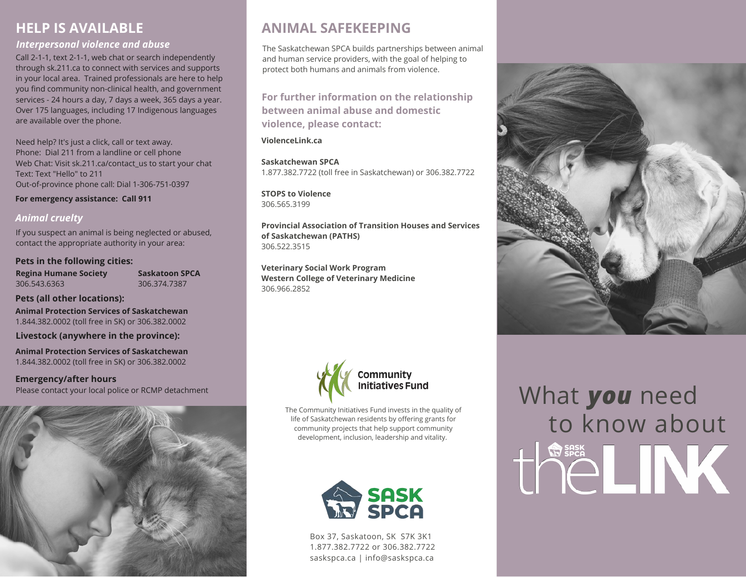## HELP IS AVAILABLE

### *Interpersonal violence and abuse*

Call 2-1-1, text 2-1-1, web chat or search independently through sk.211.ca to connect with services and supports in your local area. Trained professionals are here to help you find community non-clinical health, and government services - 24 hours a day, 7 days a week, 365 days a year. Over 175 languages, including 17 Indigenous languages are available over the phone.

Need help? It's just a click, call or text away.
Phone: Dial 211 from a landline or cell phone
Web Chat: Visit sk.211.ca/contact_us to start your chat
Text: Text "Hello" to 211
Out-of-province phone call: Dial 1-306-751-0397

**For emergency assistance: Call 911**

### *Animal cruelty*

If you suspect an animal is being neglected or abused, contact the appropriate authority in your area:

**Pets in the following cities:**

**Regina Humane Society**
306.543.6363

**Saskatoon SPCA**
306.374.7387

**Pets (all other locations):**

**Animal Protection Services of Saskatchewan**
1.844.382.0002 (toll free in SK) or 306.382.0002

**Livestock (anywhere in the province):**

**Animal Protection Services of Saskatchewan**
1.844.382.0002 (toll free in SK) or 306.382.0002

**Emergency/after hours**
Please contact your local police or RCMP detachment

## ANIMAL SAFEKEEPING

The Saskatchewan SPCA builds partnerships between animal and human service providers, with the goal of helping to protect both humans and animals from violence.

**For further information on the relationship between animal abuse and domestic violence, please contact:**

**ViolenceLink.ca**

**Saskatchewan SPCA**
1.877.382.7722 (toll free in Saskatchewan) or 306.382.7722

**STOPS to Violence**
306.565.3199

**Provincial Association of Transition Houses and Services of Saskatchewan (PATHS)**
306.522.3515

**Veterinary Social Work Program**
**Western College of Veterinary Medicine**
306.966.2852

Community Initiatives Fund

The Community Initiatives Fund invests in the quality of life of Saskatchewan residents by offering grants for community projects that help support community development, inclusion, leadership and vitality.

SASK SPCA

Box 37, Saskatoon, SK S7K 3K1
1.877.382.7722 or 306.382.7722
saskspca.ca | info@saskspca.ca

# What *you* need to know about the LINK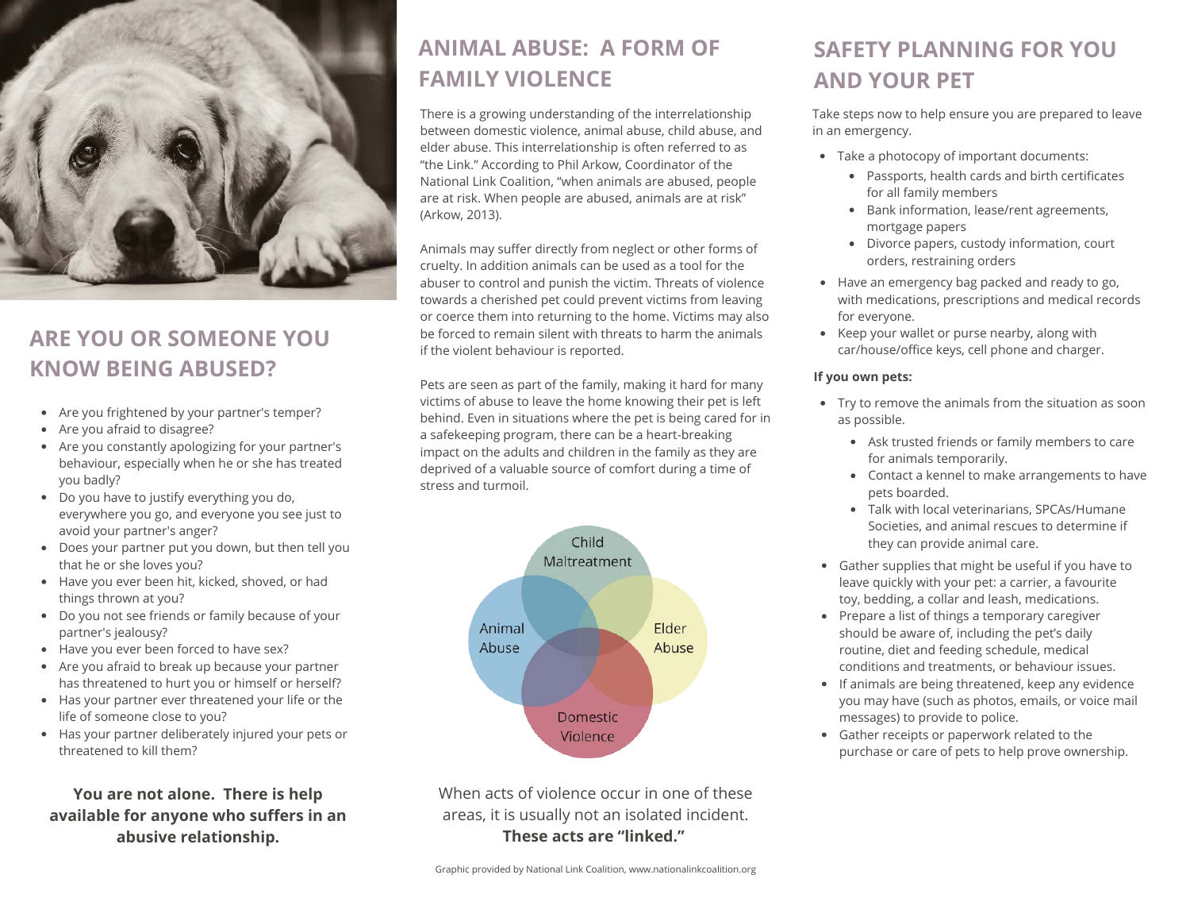## ARE YOU OR SOMEONE YOU KNOW BEING ABUSED?

- Are you frightened by your partner's temper?
- Are you afraid to disagree?
- Are you constantly apologizing for your partner's behaviour, especially when he or she has treated you badly?
- Do you have to justify everything you do, everywhere you go, and everyone you see just to avoid your partner's anger?
- Does your partner put you down, but then tell you that he or she loves you?
- Have you ever been hit, kicked, shoved, or had things thrown at you?
- Do you not see friends or family because of your partner's jealousy?
- Have you ever been forced to have sex?
- Are you afraid to break up because your partner has threatened to hurt you or himself or herself?
- Has your partner ever threatened your life or the life of someone close to you?
- Has your partner deliberately injured your pets or threatened to kill them?

**You are not alone. There is help available for anyone who suffers in an abusive relationship.**

## ANIMAL ABUSE: A FORM OF FAMILY VIOLENCE

There is a growing understanding of the interrelationship between domestic violence, animal abuse, child abuse, and elder abuse. This interrelationship is often referred to as "the Link." According to Phil Arkow, Coordinator of the National Link Coalition, "when animals are abused, people are at risk. When people are abused, animals are at risk" (Arkow, 2013).

Animals may suffer directly from neglect or other forms of cruelty. In addition animals can be used as a tool for the abuser to control and punish the victim. Threats of violence towards a cherished pet could prevent victims from leaving or coerce them into returning to the home. Victims may also be forced to remain silent with threats to harm the animals if the violent behaviour is reported.

Pets are seen as part of the family, making it hard for many victims of abuse to leave the home knowing their pet is left behind. Even in situations where the pet is being cared for in a safekeeping program, there can be a heart-breaking impact on the adults and children in the family as they are deprived of a valuable source of comfort during a time of stress and turmoil.

Child Maltreatment

Animal Abuse

Elder Abuse

Domestic Violence

When acts of violence occur in one of these areas, it is usually not an isolated incident. **These acts are "linked."**

Graphic provided by National Link Coalition, www.nationallinkcoalition.org

## SAFETY PLANNING FOR YOU AND YOUR PET

Take steps now to help ensure you are prepared to leave in an emergency.

- Take a photocopy of important documents:
  - Passports, health cards and birth certificates for all family members
  - Bank information, lease/rent agreements, mortgage papers
  - Divorce papers, custody information, court orders, restraining orders
- Have an emergency bag packed and ready to go, with medications, prescriptions and medical records for everyone.
- Keep your wallet or purse nearby, along with car/house/office keys, cell phone and charger.

**If you own pets:**

- Try to remove the animals from the situation as soon as possible.
  - Ask trusted friends or family members to care for animals temporarily.
  - Contact a kennel to make arrangements to have pets boarded.
  - Talk with local veterinarians, SPCAs/Humane Societies, and animal rescues to determine if they can provide animal care.
- Gather supplies that might be useful if you have to leave quickly with your pet: a carrier, a favourite toy, bedding, a collar and leash, medications.
- Prepare a list of things a temporary caregiver should be aware of, including the pet's daily routine, diet and feeding schedule, medical conditions and treatments, or behaviour issues.
- If animals are being threatened, keep any evidence you may have (such as photos, emails, or voice mail messages) to provide to police.
- Gather receipts or paperwork related to the purchase or care of pets to help prove ownership.